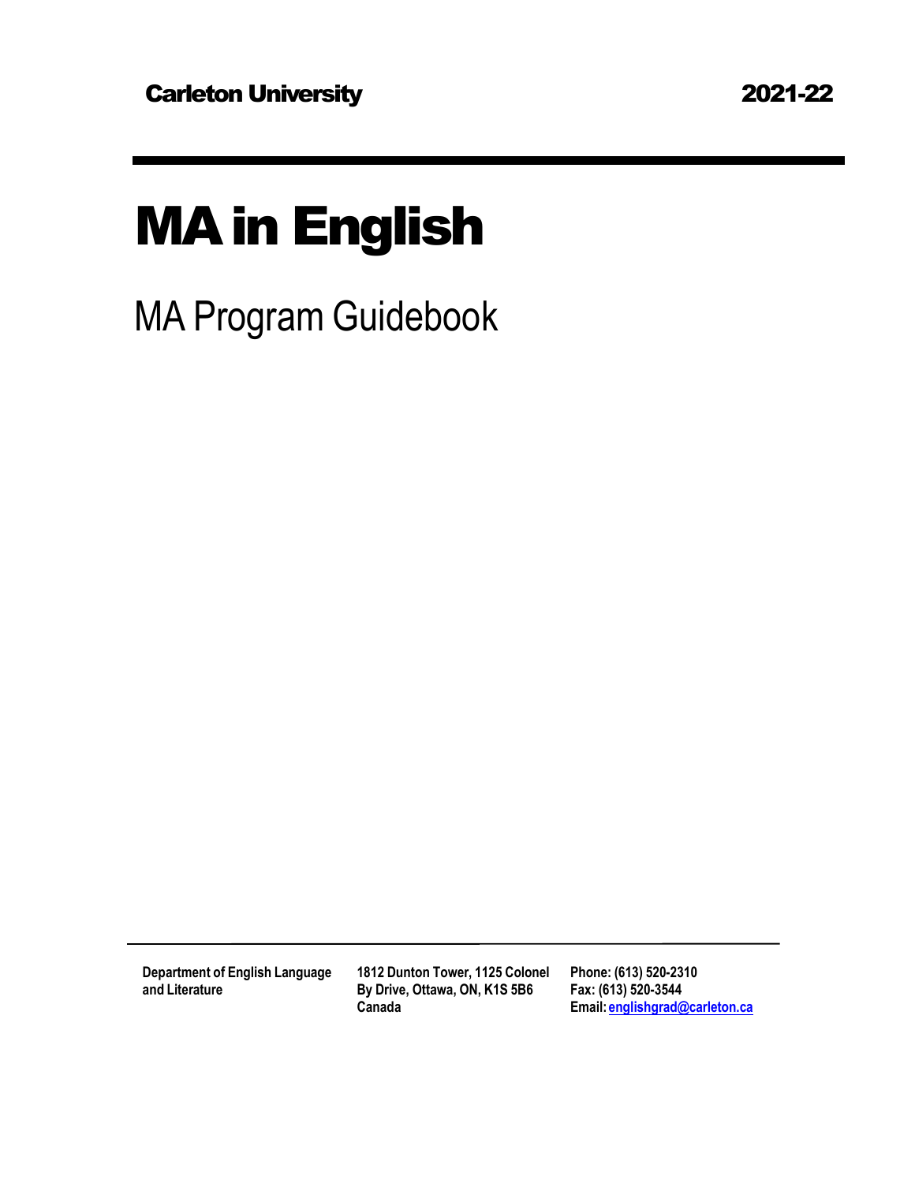Carleton University 2021-22

# MA in English

## MA Program Guidebook

**Department of English Language and Literature**

**1812 Dunton Tower, 1125 Colonel By Drive, Ottawa, ON, K1S 5B6 Canada**

**Phone: (613) 520-2310**
**Fax: (613) 520-3544**
**Email: englishgrad@carleton.ca**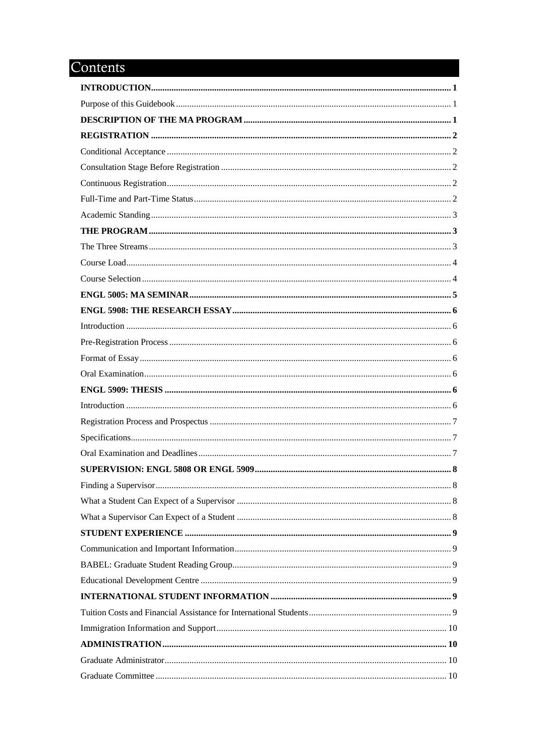# Contents

**INTRODUCTION** .......... **1**

Purpose of this Guidebook .......... 1

**DESCRIPTION OF THE MA PROGRAM** .......... **1**

**REGISTRATION** .......... **2**

Conditional Acceptance .......... 2

Consultation Stage Before Registration .......... 2

Continuous Registration .......... 2

Full-Time and Part-Time Status .......... 2

Academic Standing .......... 3

**THE PROGRAM** .......... **3**

The Three Streams .......... 3

Course Load .......... 4

Course Selection .......... 4

**ENGL 5005: MA SEMINAR** .......... **5**

**ENGL 5908: THE RESEARCH ESSAY** .......... **6**

Introduction .......... 6

Pre-Registration Process .......... 6

Format of Essay .......... 6

Oral Examination .......... 6

**ENGL 5909: THESIS** .......... **6**

Introduction .......... 6

Registration Process and Prospectus .......... 7

Specifications .......... 7

Oral Examination and Deadlines .......... 7

**SUPERVISION: ENGL 5808 OR ENGL 5909** .......... **8**

Finding a Supervisor .......... 8

What a Student Can Expect of a Supervisor .......... 8

What a Supervisor Can Expect of a Student .......... 8

**STUDENT EXPERIENCE** .......... **9**

Communication and Important Information .......... 9

BABEL: Graduate Student Reading Group .......... 9

Educational Development Centre .......... 9

**INTERNATIONAL STUDENT INFORMATION** .......... **9**

Tuition Costs and Financial Assistance for International Students .......... 9

Immigration Information and Support .......... 10

**ADMINISTRATION** .......... **10**

Graduate Administrator .......... 10

Graduate Committee .......... 10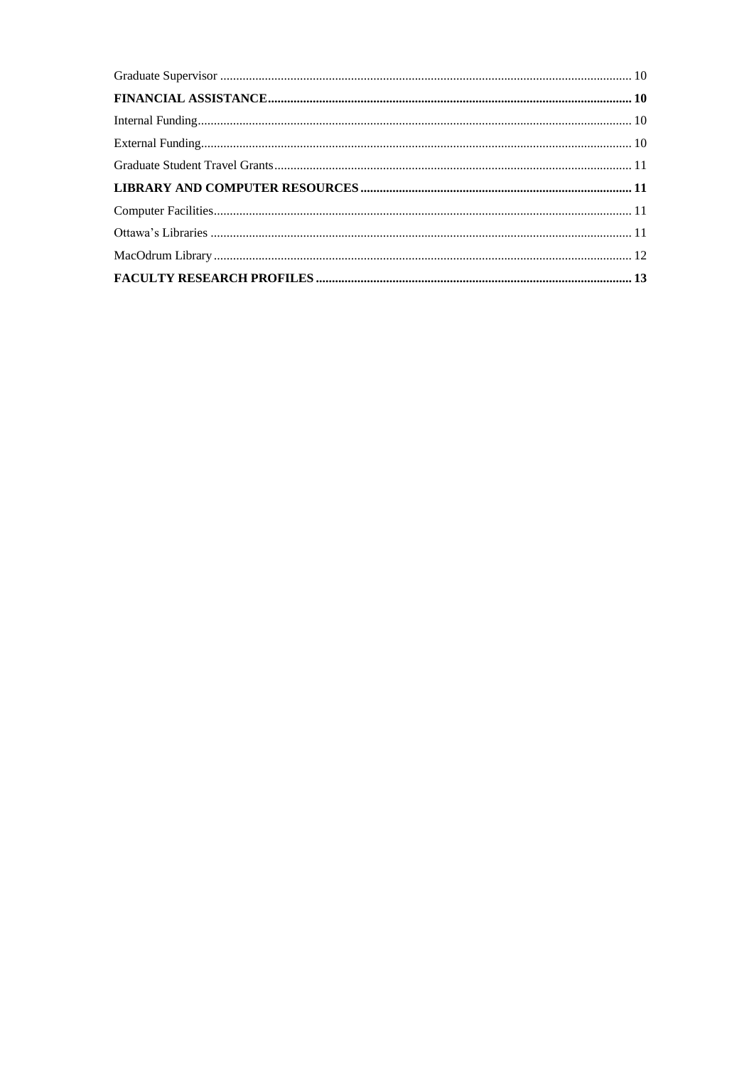Graduate Supervisor ........................................................................................................................ 10

**FINANCIAL ASSISTANCE................................................................................................................. 10**

Internal Funding................................................................................................................................... 10

External Funding.................................................................................................................................. 10

Graduate Student Travel Grants........................................................................................................... 11

**LIBRARY AND COMPUTER RESOURCES.................................................................................... 11**

Computer Facilities.............................................................................................................................. 11

Ottawa's Libraries ............................................................................................................................... 11

MacOdrum Library.............................................................................................................................. 12

**FACULTY RESEARCH PROFILES .................................................................................................. 13**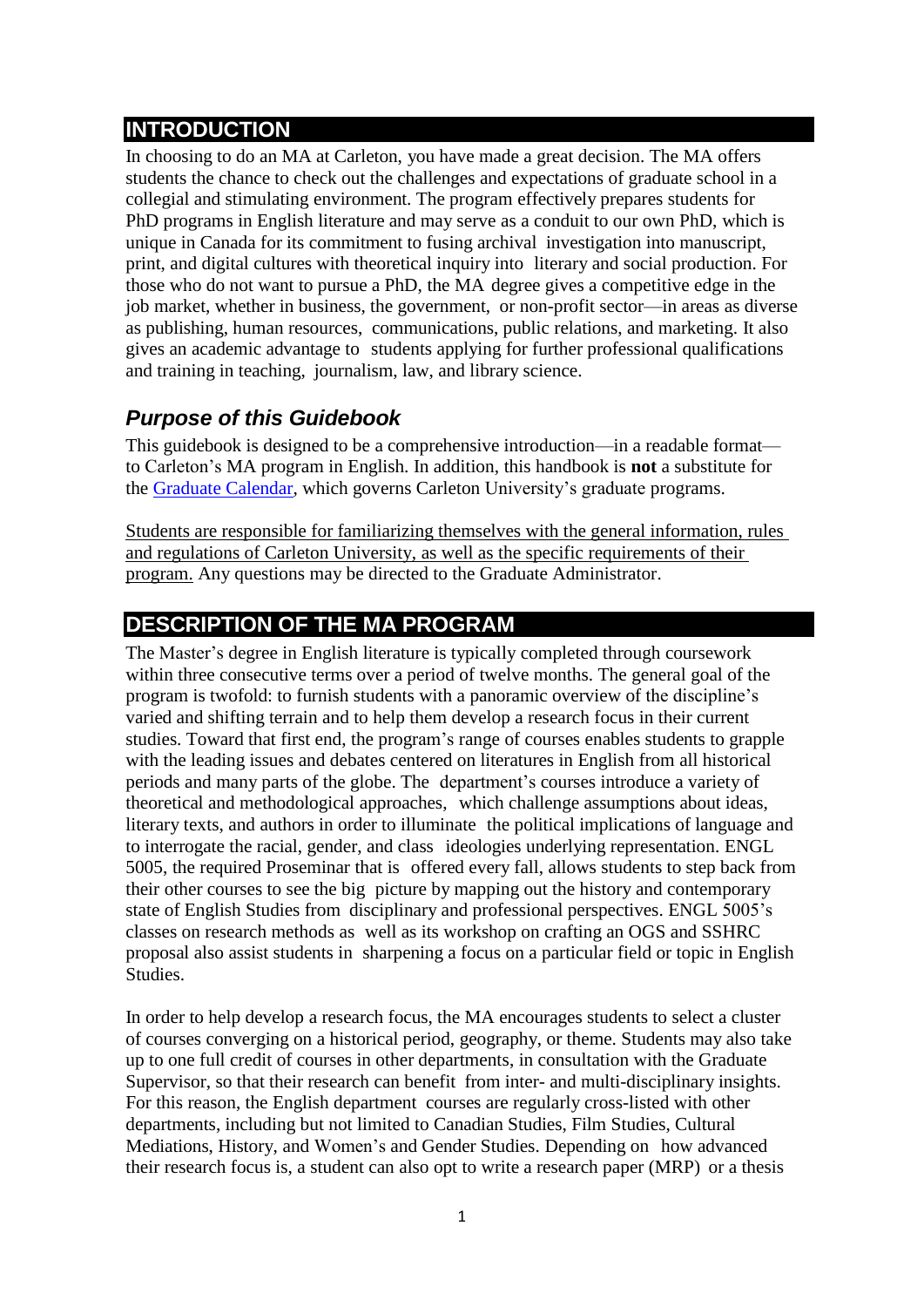## INTRODUCTION

In choosing to do an MA at Carleton, you have made a great decision. The MA offers students the chance to check out the challenges and expectations of graduate school in a collegial and stimulating environment. The program effectively prepares students for PhD programs in English literature and may serve as a conduit to our own PhD, which is unique in Canada for its commitment to fusing archival investigation into manuscript, print, and digital cultures with theoretical inquiry into literary and social production. For those who do not want to pursue a PhD, the MA degree gives a competitive edge in the job market, whether in business, the government, or non-profit sector—in areas as diverse as publishing, human resources, communications, public relations, and marketing. It also gives an academic advantage to students applying for further professional qualifications and training in teaching, journalism, law, and library science.

### *Purpose of this Guidebook*

This guidebook is designed to be a comprehensive introduction—in a readable format—to Carleton's MA program in English. In addition, this handbook is **not** a substitute for the Graduate Calendar, which governs Carleton University's graduate programs.

<u>Students are responsible for familiarizing themselves with the general information, rules and regulations of Carleton University, as well as the specific requirements of their program.</u> Any questions may be directed to the Graduate Administrator.

## DESCRIPTION OF THE MA PROGRAM

The Master's degree in English literature is typically completed through coursework within three consecutive terms over a period of twelve months. The general goal of the program is twofold: to furnish students with a panoramic overview of the discipline's varied and shifting terrain and to help them develop a research focus in their current studies. Toward that first end, the program's range of courses enables students to grapple with the leading issues and debates centered on literatures in English from all historical periods and many parts of the globe. The department's courses introduce a variety of theoretical and methodological approaches, which challenge assumptions about ideas, literary texts, and authors in order to illuminate the political implications of language and to interrogate the racial, gender, and class ideologies underlying representation. ENGL 5005, the required Proseminar that is offered every fall, allows students to step back from their other courses to see the big picture by mapping out the history and contemporary state of English Studies from disciplinary and professional perspectives. ENGL 5005's classes on research methods as well as its workshop on crafting an OGS and SSHRC proposal also assist students in sharpening a focus on a particular field or topic in English Studies.

In order to help develop a research focus, the MA encourages students to select a cluster of courses converging on a historical period, geography, or theme. Students may also take up to one full credit of courses in other departments, in consultation with the Graduate Supervisor, so that their research can benefit from inter- and multi-disciplinary insights. For this reason, the English department courses are regularly cross-listed with other departments, including but not limited to Canadian Studies, Film Studies, Cultural Mediations, History, and Women's and Gender Studies. Depending on how advanced their research focus is, a student can also opt to write a research paper (MRP) or a thesis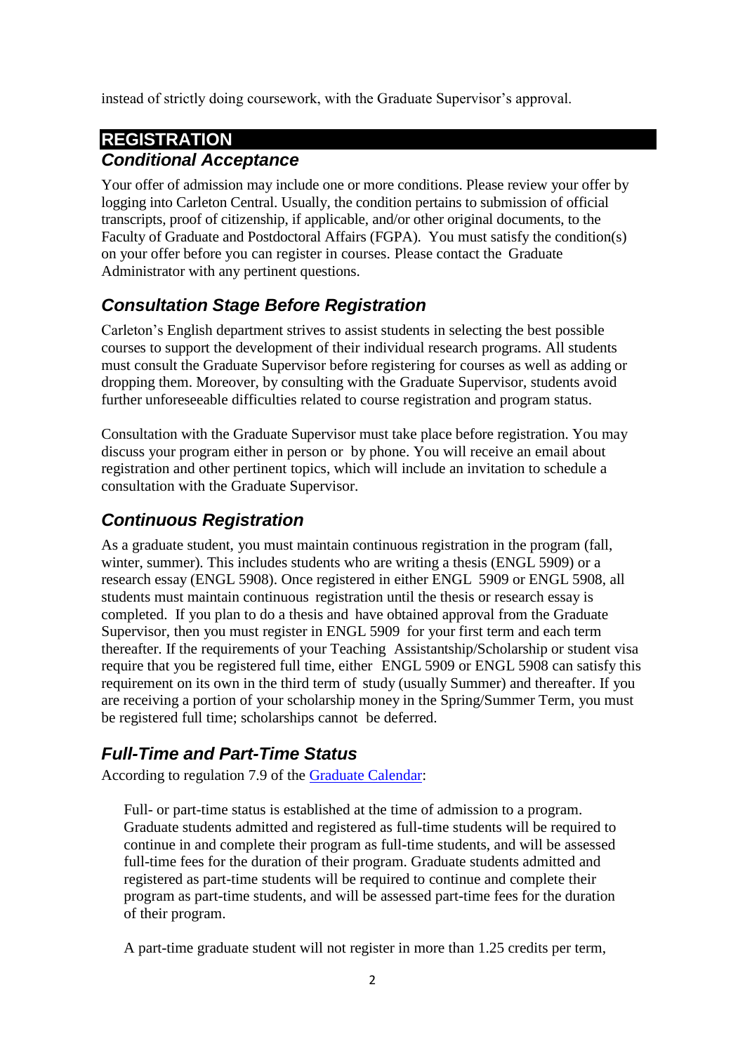instead of strictly doing coursework, with the Graduate Supervisor's approval.

## REGISTRATION

### *Conditional Acceptance*

Your offer of admission may include one or more conditions. Please review your offer by logging into Carleton Central. Usually, the condition pertains to submission of official transcripts, proof of citizenship, if applicable, and/or other original documents, to the Faculty of Graduate and Postdoctoral Affairs (FGPA). You must satisfy the condition(s) on your offer before you can register in courses. Please contact the Graduate Administrator with any pertinent questions.

### *Consultation Stage Before Registration*

Carleton's English department strives to assist students in selecting the best possible courses to support the development of their individual research programs. All students must consult the Graduate Supervisor before registering for courses as well as adding or dropping them. Moreover, by consulting with the Graduate Supervisor, students avoid further unforeseeable difficulties related to course registration and program status.

Consultation with the Graduate Supervisor must take place before registration. You may discuss your program either in person or by phone. You will receive an email about registration and other pertinent topics, which will include an invitation to schedule a consultation with the Graduate Supervisor.

### *Continuous Registration*

As a graduate student, you must maintain continuous registration in the program (fall, winter, summer). This includes students who are writing a thesis (ENGL 5909) or a research essay (ENGL 5908). Once registered in either ENGL 5909 or ENGL 5908, all students must maintain continuous registration until the thesis or research essay is completed. If you plan to do a thesis and have obtained approval from the Graduate Supervisor, then you must register in ENGL 5909 for your first term and each term thereafter. If the requirements of your Teaching Assistantship/Scholarship or student visa require that you be registered full time, either ENGL 5909 or ENGL 5908 can satisfy this requirement on its own in the third term of study (usually Summer) and thereafter. If you are receiving a portion of your scholarship money in the Spring/Summer Term, you must be registered full time; scholarships cannot be deferred.

### *Full-Time and Part-Time Status*

According to regulation 7.9 of the [Graduate Calendar](Graduate Calendar):

> Full- or part-time status is established at the time of admission to a program. Graduate students admitted and registered as full-time students will be required to continue in and complete their program as full-time students, and will be assessed full-time fees for the duration of their program. Graduate students admitted and registered as part-time students will be required to continue and complete their program as part-time students, and will be assessed part-time fees for the duration of their program.
>
> A part-time graduate student will not register in more than 1.25 credits per term,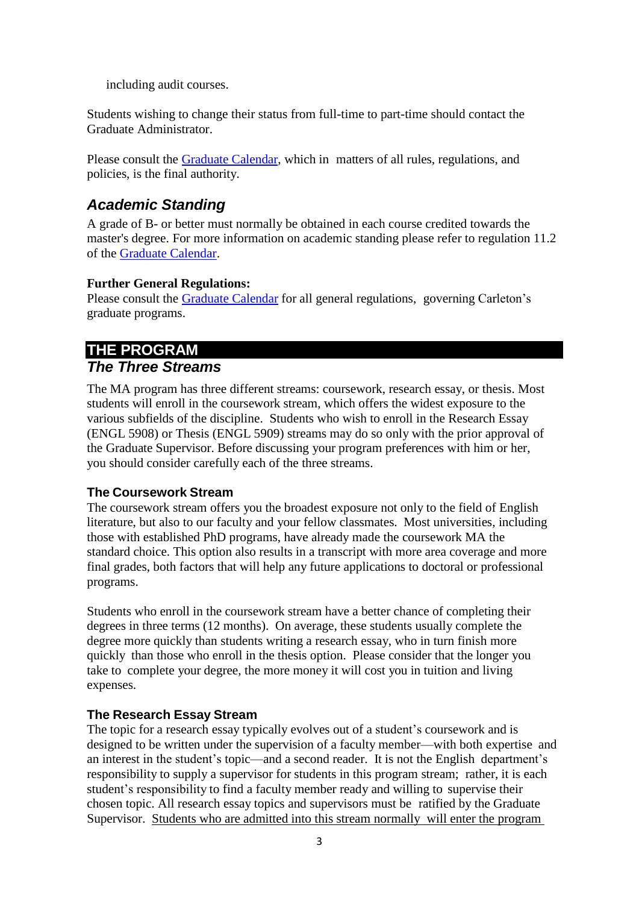including audit courses.

Students wishing to change their status from full-time to part-time should contact the Graduate Administrator.

Please consult the [Graduate Calendar](), which in matters of all rules, regulations, and policies, is the final authority.

## *Academic Standing*

A grade of B- or better must normally be obtained in each course credited towards the master's degree. For more information on academic standing please refer to regulation 11.2 of the [Graduate Calendar]().

**Further General Regulations:**
Please consult the [Graduate Calendar]() for all general regulations, governing Carleton's graduate programs.

# THE PROGRAM

## *The Three Streams*

The MA program has three different streams: coursework, research essay, or thesis. Most students will enroll in the coursework stream, which offers the widest exposure to the various subfields of the discipline. Students who wish to enroll in the Research Essay (ENGL 5908) or Thesis (ENGL 5909) streams may do so only with the prior approval of the Graduate Supervisor. Before discussing your program preferences with him or her, you should consider carefully each of the three streams.

### The Coursework Stream

The coursework stream offers you the broadest exposure not only to the field of English literature, but also to our faculty and your fellow classmates. Most universities, including those with established PhD programs, have already made the coursework MA the standard choice. This option also results in a transcript with more area coverage and more final grades, both factors that will help any future applications to doctoral or professional programs.

Students who enroll in the coursework stream have a better chance of completing their degrees in three terms (12 months). On average, these students usually complete the degree more quickly than students writing a research essay, who in turn finish more quickly than those who enroll in the thesis option. Please consider that the longer you take to complete your degree, the more money it will cost you in tuition and living expenses.

### The Research Essay Stream

The topic for a research essay typically evolves out of a student's coursework and is designed to be written under the supervision of a faculty member—with both expertise and an interest in the student's topic—and a second reader. It is not the English department's responsibility to supply a supervisor for students in this program stream; rather, it is each student's responsibility to find a faculty member ready and willing to supervise their chosen topic. All research essay topics and supervisors must be ratified by the Graduate Supervisor. <u>Students who are admitted into this stream normally will enter the program</u>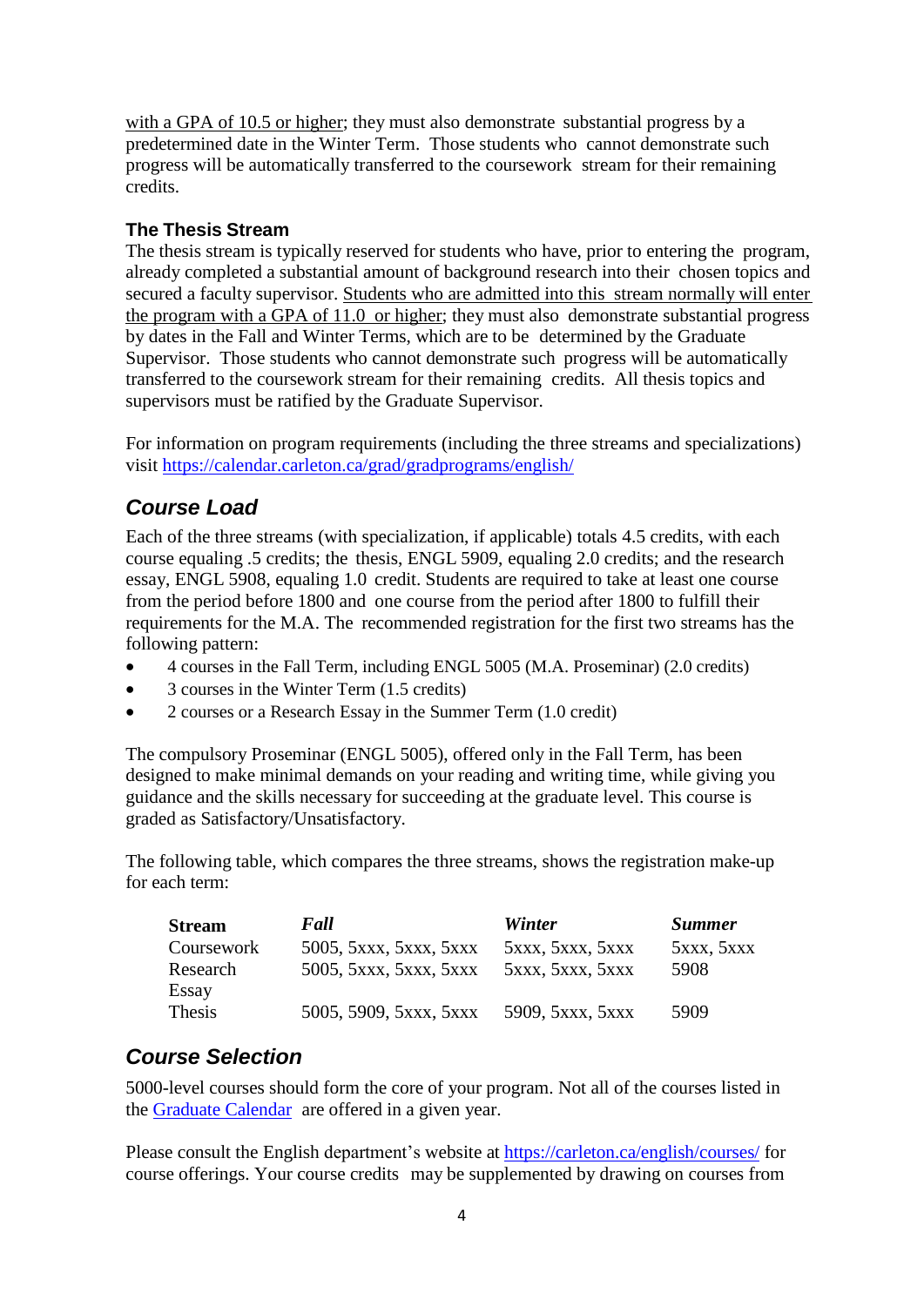with a GPA of 10.5 or higher; they must also demonstrate substantial progress by a predetermined date in the Winter Term. Those students who cannot demonstrate such progress will be automatically transferred to the coursework stream for their remaining credits.

### The Thesis Stream

The thesis stream is typically reserved for students who have, prior to entering the program, already completed a substantial amount of background research into their chosen topics and secured a faculty supervisor. Students who are admitted into this stream normally will enter the program with a GPA of 11.0 or higher; they must also demonstrate substantial progress by dates in the Fall and Winter Terms, which are to be determined by the Graduate Supervisor. Those students who cannot demonstrate such progress will be automatically transferred to the coursework stream for their remaining credits. All thesis topics and supervisors must be ratified by the Graduate Supervisor.

For information on program requirements (including the three streams and specializations) visit https://calendar.carleton.ca/grad/gradprograms/english/

## *Course Load*

Each of the three streams (with specialization, if applicable) totals 4.5 credits, with each course equaling .5 credits; the thesis, ENGL 5909, equaling 2.0 credits; and the research essay, ENGL 5908, equaling 1.0 credit. Students are required to take at least one course from the period before 1800 and one course from the period after 1800 to fulfill their requirements for the M.A. The recommended registration for the first two streams has the following pattern:

- 4 courses in the Fall Term, including ENGL 5005 (M.A. Proseminar) (2.0 credits)
- 3 courses in the Winter Term (1.5 credits)
- 2 courses or a Research Essay in the Summer Term (1.0 credit)

The compulsory Proseminar (ENGL 5005), offered only in the Fall Term, has been designed to make minimal demands on your reading and writing time, while giving you guidance and the skills necessary for succeeding at the graduate level. This course is graded as Satisfactory/Unsatisfactory.

The following table, which compares the three streams, shows the registration make-up for each term:

| **Stream** | ***Fall*** | ***Winter*** | ***Summer*** |
|---|---|---|---|
| Coursework | 5005, 5xxx, 5xxx, 5xxx | 5xxx, 5xxx, 5xxx | 5xxx, 5xxx |
| Research Essay | 5005, 5xxx, 5xxx, 5xxx | 5xxx, 5xxx, 5xxx | 5908 |
| Thesis | 5005, 5909, 5xxx, 5xxx | 5909, 5xxx, 5xxx | 5909 |

## *Course Selection*

5000-level courses should form the core of your program. Not all of the courses listed in the Graduate Calendar are offered in a given year.

Please consult the English department's website at https://carleton.ca/english/courses/ for course offerings. Your course credits may be supplemented by drawing on courses from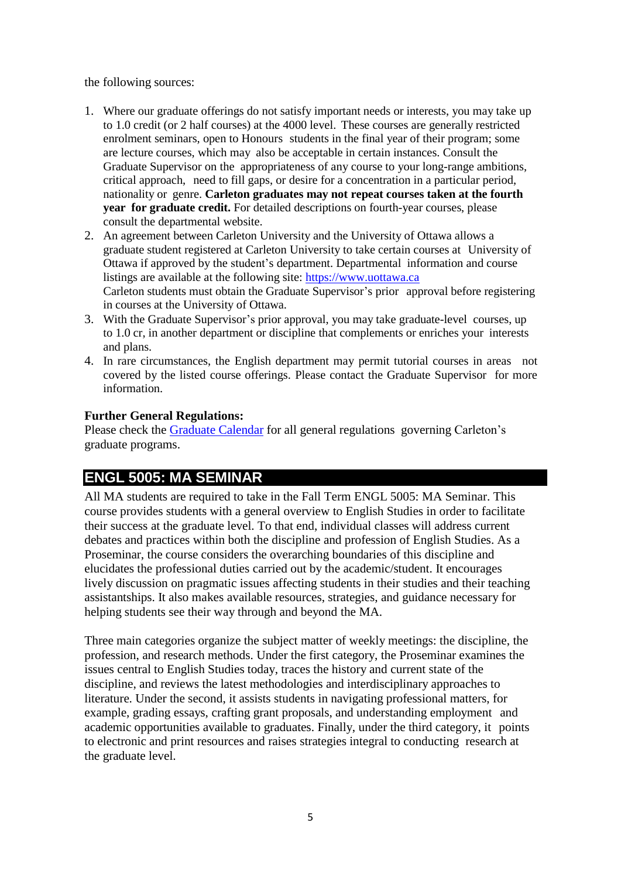the following sources:

1. Where our graduate offerings do not satisfy important needs or interests, you may take up to 1.0 credit (or 2 half courses) at the 4000 level. These courses are generally restricted enrolment seminars, open to Honours students in the final year of their program; some are lecture courses, which may also be acceptable in certain instances. Consult the Graduate Supervisor on the appropriateness of any course to your long-range ambitions, critical approach, need to fill gaps, or desire for a concentration in a particular period, nationality or genre. **Carleton graduates may not repeat courses taken at the fourth year for graduate credit.** For detailed descriptions on fourth-year courses, please consult the departmental website.
2. An agreement between Carleton University and the University of Ottawa allows a graduate student registered at Carleton University to take certain courses at University of Ottawa if approved by the student's department. Departmental information and course listings are available at the following site: [https://www.uottawa.ca](https://www.uottawa.ca)
   Carleton students must obtain the Graduate Supervisor's prior approval before registering in courses at the University of Ottawa.
3. With the Graduate Supervisor's prior approval, you may take graduate-level courses, up to 1.0 cr, in another department or discipline that complements or enriches your interests and plans.
4. In rare circumstances, the English department may permit tutorial courses in areas not covered by the listed course offerings. Please contact the Graduate Supervisor for more information.

**Further General Regulations:**
Please check the [Graduate Calendar](#) for all general regulations governing Carleton's graduate programs.

## ENGL 5005: MA SEMINAR

All MA students are required to take in the Fall Term ENGL 5005: MA Seminar. This course provides students with a general overview to English Studies in order to facilitate their success at the graduate level. To that end, individual classes will address current debates and practices within both the discipline and profession of English Studies. As a Proseminar, the course considers the overarching boundaries of this discipline and elucidates the professional duties carried out by the academic/student. It encourages lively discussion on pragmatic issues affecting students in their studies and their teaching assistantships. It also makes available resources, strategies, and guidance necessary for helping students see their way through and beyond the MA.

Three main categories organize the subject matter of weekly meetings: the discipline, the profession, and research methods. Under the first category, the Proseminar examines the issues central to English Studies today, traces the history and current state of the discipline, and reviews the latest methodologies and interdisciplinary approaches to literature. Under the second, it assists students in navigating professional matters, for example, grading essays, crafting grant proposals, and understanding employment and academic opportunities available to graduates. Finally, under the third category, it points to electronic and print resources and raises strategies integral to conducting research at the graduate level.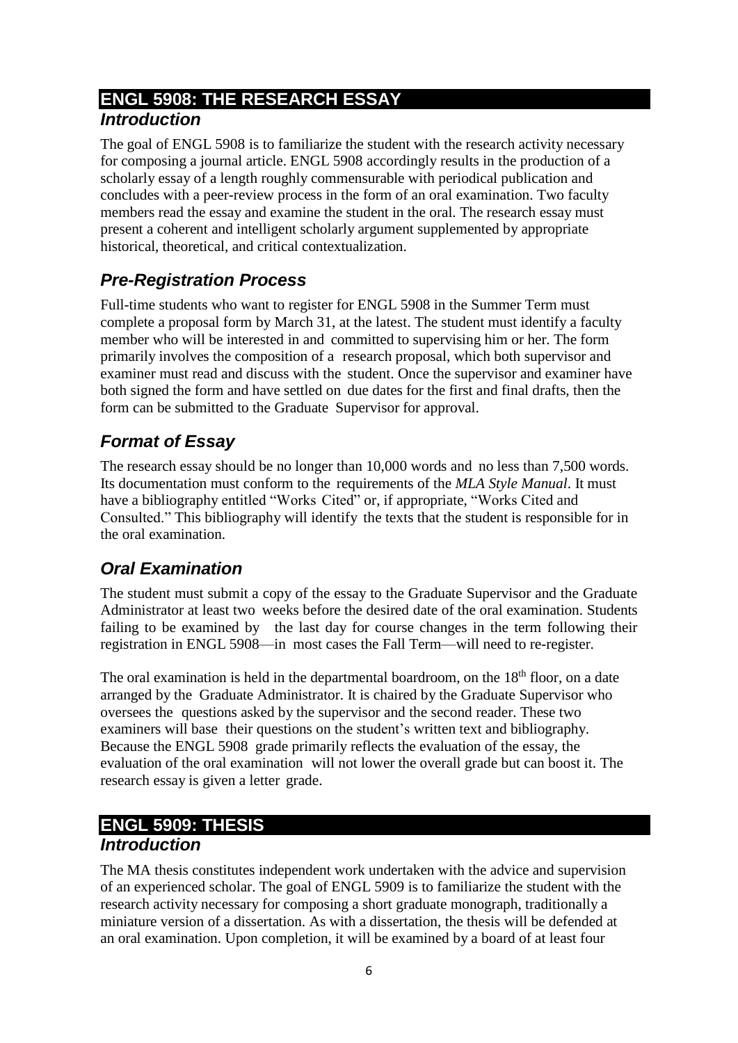## ENGL 5908: THE RESEARCH ESSAY

### *Introduction*

The goal of ENGL 5908 is to familiarize the student with the research activity necessary for composing a journal article. ENGL 5908 accordingly results in the production of a scholarly essay of a length roughly commensurable with periodical publication and concludes with a peer-review process in the form of an oral examination. Two faculty members read the essay and examine the student in the oral. The research essay must present a coherent and intelligent scholarly argument supplemented by appropriate historical, theoretical, and critical contextualization.

### *Pre-Registration Process*

Full-time students who want to register for ENGL 5908 in the Summer Term must complete a proposal form by March 31, at the latest. The student must identify a faculty member who will be interested in and committed to supervising him or her. The form primarily involves the composition of a research proposal, which both supervisor and examiner must read and discuss with the student. Once the supervisor and examiner have both signed the form and have settled on due dates for the first and final drafts, then the form can be submitted to the Graduate Supervisor for approval.

### *Format of Essay*

The research essay should be no longer than 10,000 words and no less than 7,500 words. Its documentation must conform to the requirements of the *MLA Style Manual*. It must have a bibliography entitled "Works Cited" or, if appropriate, "Works Cited and Consulted." This bibliography will identify the texts that the student is responsible for in the oral examination.

### *Oral Examination*

The student must submit a copy of the essay to the Graduate Supervisor and the Graduate Administrator at least two weeks before the desired date of the oral examination. Students failing to be examined by the last day for course changes in the term following their registration in ENGL 5908—in most cases the Fall Term—will need to re-register.

The oral examination is held in the departmental boardroom, on the 18th floor, on a date arranged by the Graduate Administrator. It is chaired by the Graduate Supervisor who oversees the questions asked by the supervisor and the second reader. These two examiners will base their questions on the student's written text and bibliography. Because the ENGL 5908 grade primarily reflects the evaluation of the essay, the evaluation of the oral examination will not lower the overall grade but can boost it. The research essay is given a letter grade.

## ENGL 5909: THESIS

### *Introduction*

The MA thesis constitutes independent work undertaken with the advice and supervision of an experienced scholar. The goal of ENGL 5909 is to familiarize the student with the research activity necessary for composing a short graduate monograph, traditionally a miniature version of a dissertation. As with a dissertation, the thesis will be defended at an oral examination. Upon completion, it will be examined by a board of at least four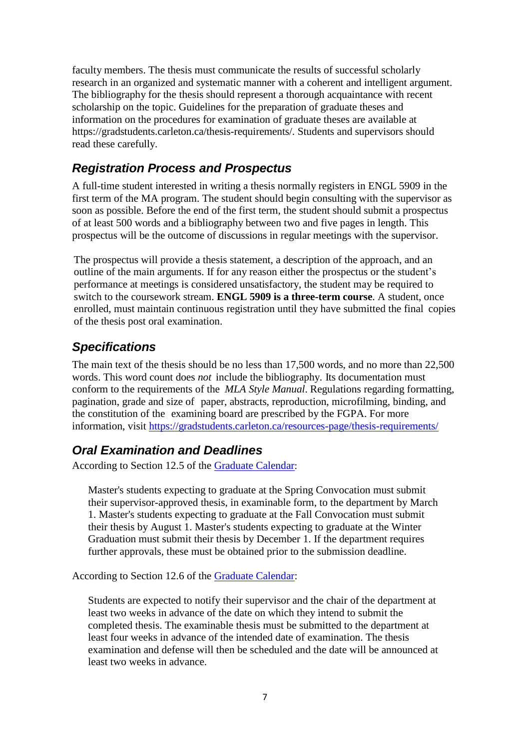faculty members. The thesis must communicate the results of successful scholarly research in an organized and systematic manner with a coherent and intelligent argument. The bibliography for the thesis should represent a thorough acquaintance with recent scholarship on the topic. Guidelines for the preparation of graduate theses and information on the procedures for examination of graduate theses are available at https://gradstudents.carleton.ca/thesis-requirements/. Students and supervisors should read these carefully.

## *Registration Process and Prospectus*

A full-time student interested in writing a thesis normally registers in ENGL 5909 in the first term of the MA program. The student should begin consulting with the supervisor as soon as possible. Before the end of the first term, the student should submit a prospectus of at least 500 words and a bibliography between two and five pages in length. This prospectus will be the outcome of discussions in regular meetings with the supervisor.

The prospectus will provide a thesis statement, a description of the approach, and an outline of the main arguments. If for any reason either the prospectus or the student's performance at meetings is considered unsatisfactory, the student may be required to switch to the coursework stream. **ENGL 5909 is a three-term course**. A student, once enrolled, must maintain continuous registration until they have submitted the final copies of the thesis post oral examination.

## *Specifications*

The main text of the thesis should be no less than 17,500 words, and no more than 22,500 words. This word count does *not* include the bibliography. Its documentation must conform to the requirements of the *MLA Style Manual*. Regulations regarding formatting, pagination, grade and size of paper, abstracts, reproduction, microfilming, binding, and the constitution of the examining board are prescribed by the FGPA. For more information, visit [https://gradstudents.carleton.ca/resources-page/thesis-requirements/](https://gradstudents.carleton.ca/resources-page/thesis-requirements/)

## *Oral Examination and Deadlines*

According to Section 12.5 of the Graduate Calendar:

> Master's students expecting to graduate at the Spring Convocation must submit their supervisor-approved thesis, in examinable form, to the department by March 1. Master's students expecting to graduate at the Fall Convocation must submit their thesis by August 1. Master's students expecting to graduate at the Winter Graduation must submit their thesis by December 1. If the department requires further approvals, these must be obtained prior to the submission deadline.

According to Section 12.6 of the Graduate Calendar:

> Students are expected to notify their supervisor and the chair of the department at least two weeks in advance of the date on which they intend to submit the completed thesis. The examinable thesis must be submitted to the department at least four weeks in advance of the intended date of examination. The thesis examination and defense will then be scheduled and the date will be announced at least two weeks in advance.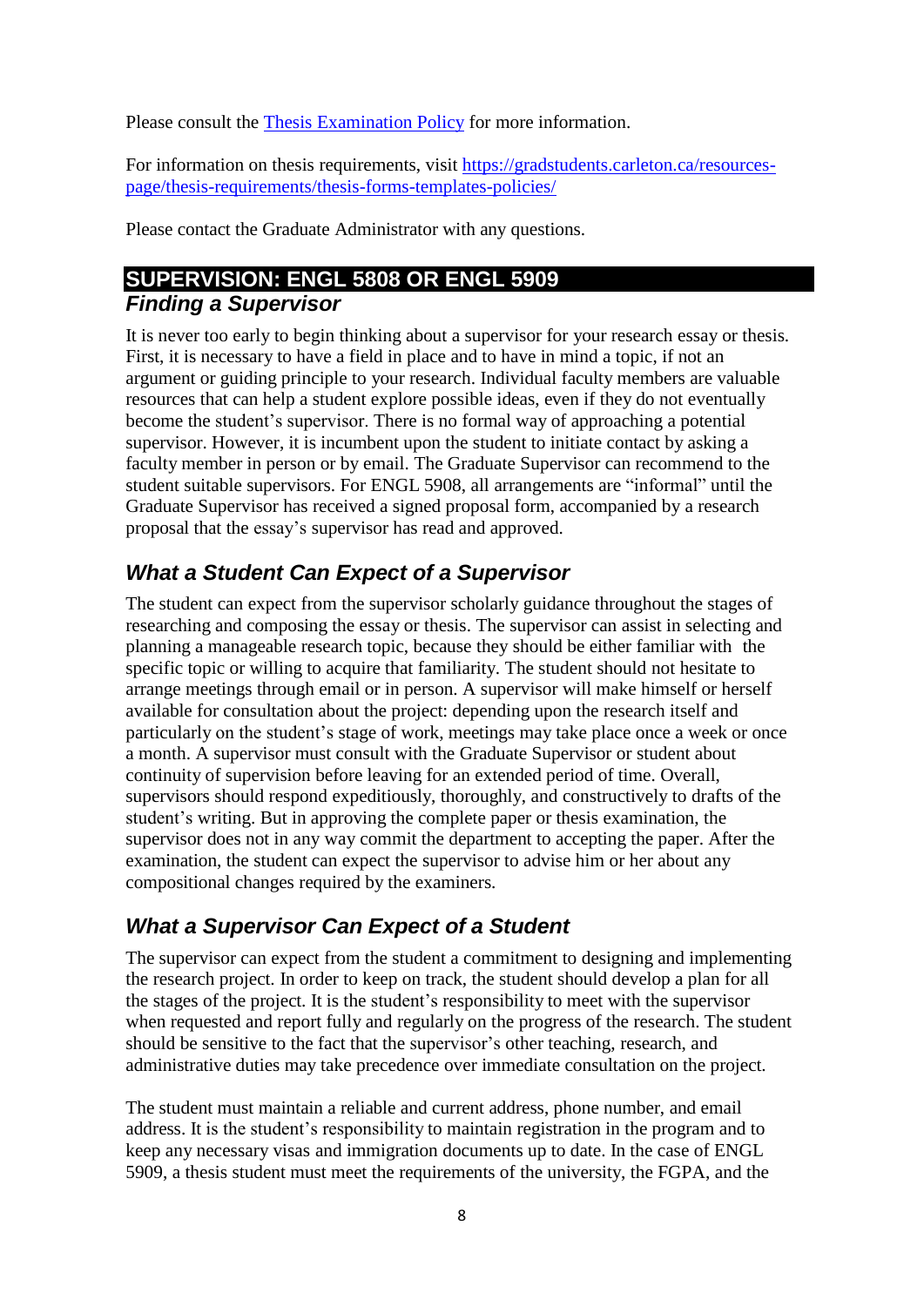Please consult the [Thesis Examination Policy]() for more information.

For information on thesis requirements, visit [https://gradstudents.carleton.ca/resources-page/thesis-requirements/thesis-forms-templates-policies/](https://gradstudents.carleton.ca/resources-page/thesis-requirements/thesis-forms-templates-policies/)

Please contact the Graduate Administrator with any questions.

## SUPERVISION: ENGL 5808 OR ENGL 5909

### *Finding a Supervisor*

It is never too early to begin thinking about a supervisor for your research essay or thesis. First, it is necessary to have a field in place and to have in mind a topic, if not an argument or guiding principle to your research. Individual faculty members are valuable resources that can help a student explore possible ideas, even if they do not eventually become the student's supervisor. There is no formal way of approaching a potential supervisor. However, it is incumbent upon the student to initiate contact by asking a faculty member in person or by email. The Graduate Supervisor can recommend to the student suitable supervisors. For ENGL 5908, all arrangements are "informal" until the Graduate Supervisor has received a signed proposal form, accompanied by a research proposal that the essay's supervisor has read and approved.

### *What a Student Can Expect of a Supervisor*

The student can expect from the supervisor scholarly guidance throughout the stages of researching and composing the essay or thesis. The supervisor can assist in selecting and planning a manageable research topic, because they should be either familiar with the specific topic or willing to acquire that familiarity. The student should not hesitate to arrange meetings through email or in person. A supervisor will make himself or herself available for consultation about the project: depending upon the research itself and particularly on the student's stage of work, meetings may take place once a week or once a month. A supervisor must consult with the Graduate Supervisor or student about continuity of supervision before leaving for an extended period of time. Overall, supervisors should respond expeditiously, thoroughly, and constructively to drafts of the student's writing. But in approving the complete paper or thesis examination, the supervisor does not in any way commit the department to accepting the paper. After the examination, the student can expect the supervisor to advise him or her about any compositional changes required by the examiners.

### *What a Supervisor Can Expect of a Student*

The supervisor can expect from the student a commitment to designing and implementing the research project. In order to keep on track, the student should develop a plan for all the stages of the project. It is the student's responsibility to meet with the supervisor when requested and report fully and regularly on the progress of the research. The student should be sensitive to the fact that the supervisor's other teaching, research, and administrative duties may take precedence over immediate consultation on the project.

The student must maintain a reliable and current address, phone number, and email address. It is the student's responsibility to maintain registration in the program and to keep any necessary visas and immigration documents up to date. In the case of ENGL 5909, a thesis student must meet the requirements of the university, the FGPA, and the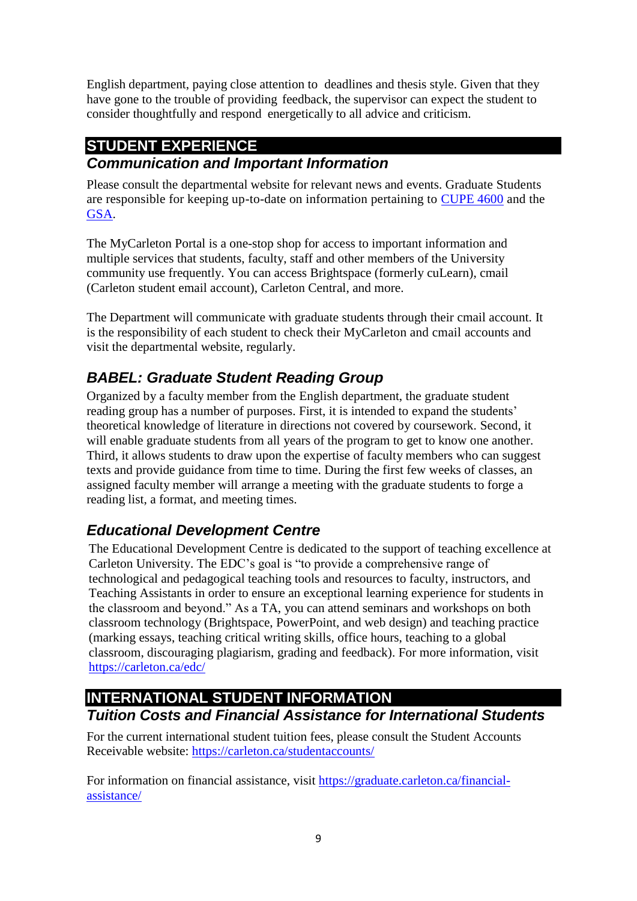English department, paying close attention to deadlines and thesis style. Given that they have gone to the trouble of providing feedback, the supervisor can expect the student to consider thoughtfully and respond energetically to all advice and criticism.

## STUDENT EXPERIENCE

### *Communication and Important Information*

Please consult the departmental website for relevant news and events. Graduate Students are responsible for keeping up-to-date on information pertaining to [CUPE 4600] and the [GSA].

The MyCarleton Portal is a one-stop shop for access to important information and multiple services that students, faculty, staff and other members of the University community use frequently. You can access Brightspace (formerly cuLearn), cmail (Carleton student email account), Carleton Central, and more.

The Department will communicate with graduate students through their cmail account. It is the responsibility of each student to check their MyCarleton and cmail accounts and visit the departmental website, regularly.

### *BABEL: Graduate Student Reading Group*

Organized by a faculty member from the English department, the graduate student reading group has a number of purposes. First, it is intended to expand the students' theoretical knowledge of literature in directions not covered by coursework. Second, it will enable graduate students from all years of the program to get to know one another. Third, it allows students to draw upon the expertise of faculty members who can suggest texts and provide guidance from time to time. During the first few weeks of classes, an assigned faculty member will arrange a meeting with the graduate students to forge a reading list, a format, and meeting times.

### *Educational Development Centre*

The Educational Development Centre is dedicated to the support of teaching excellence at Carleton University. The EDC's goal is "to provide a comprehensive range of technological and pedagogical teaching tools and resources to faculty, instructors, and Teaching Assistants in order to ensure an exceptional learning experience for students in the classroom and beyond." As a TA, you can attend seminars and workshops on both classroom technology (Brightspace, PowerPoint, and web design) and teaching practice (marking essays, teaching critical writing skills, office hours, teaching to a global classroom, discouraging plagiarism, grading and feedback). For more information, visit https://carleton.ca/edc/

## INTERNATIONAL STUDENT INFORMATION

### *Tuition Costs and Financial Assistance for International Students*

For the current international student tuition fees, please consult the Student Accounts Receivable website: https://carleton.ca/studentaccounts/

For information on financial assistance, visit https://graduate.carleton.ca/financial-assistance/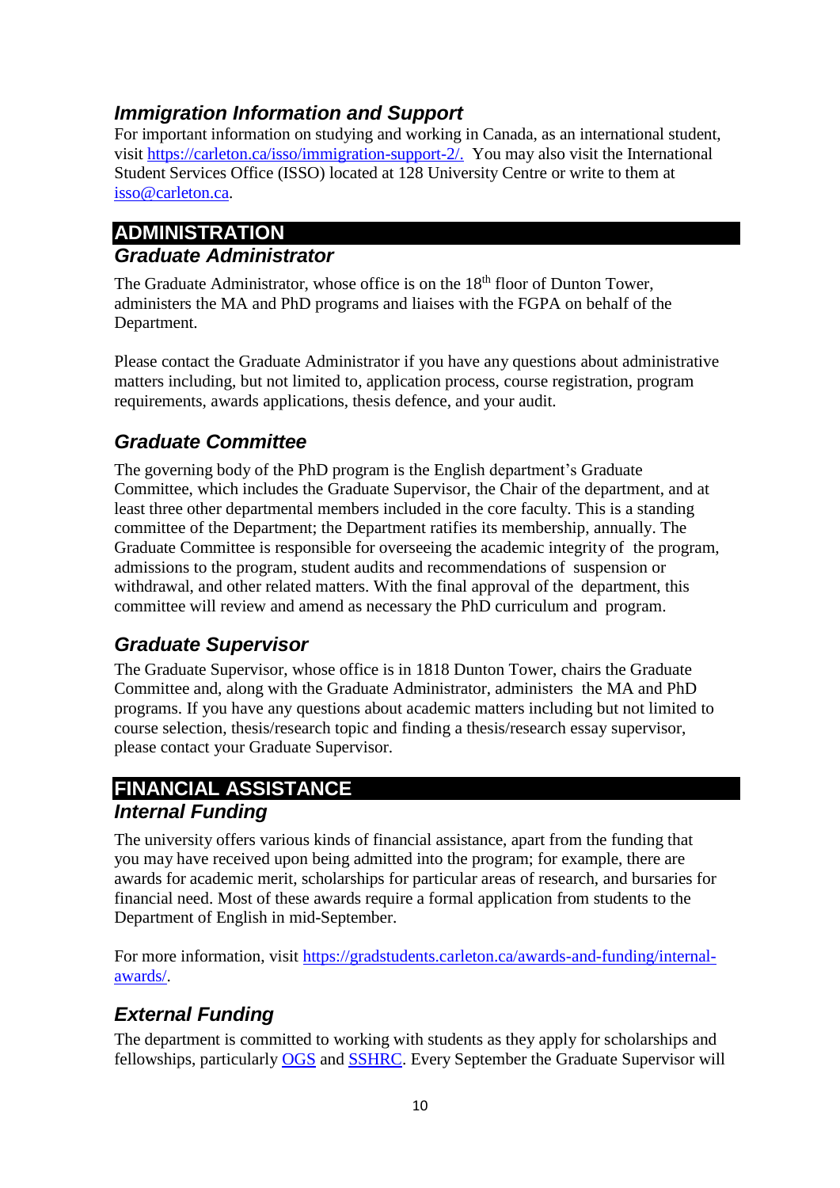### *Immigration Information and Support*

For important information on studying and working in Canada, as an international student, visit https://carleton.ca/isso/immigration-support-2/. You may also visit the International Student Services Office (ISSO) located at 128 University Centre or write to them at isso@carleton.ca.

## ADMINISTRATION

### *Graduate Administrator*

The Graduate Administrator, whose office is on the 18th floor of Dunton Tower, administers the MA and PhD programs and liaises with the FGPA on behalf of the Department.

Please contact the Graduate Administrator if you have any questions about administrative matters including, but not limited to, application process, course registration, program requirements, awards applications, thesis defence, and your audit.

### *Graduate Committee*

The governing body of the PhD program is the English department's Graduate Committee, which includes the Graduate Supervisor, the Chair of the department, and at least three other departmental members included in the core faculty. This is a standing committee of the Department; the Department ratifies its membership, annually. The Graduate Committee is responsible for overseeing the academic integrity of the program, admissions to the program, student audits and recommendations of suspension or withdrawal, and other related matters. With the final approval of the department, this committee will review and amend as necessary the PhD curriculum and program.

### *Graduate Supervisor*

The Graduate Supervisor, whose office is in 1818 Dunton Tower, chairs the Graduate Committee and, along with the Graduate Administrator, administers the MA and PhD programs. If you have any questions about academic matters including but not limited to course selection, thesis/research topic and finding a thesis/research essay supervisor, please contact your Graduate Supervisor.

## FINANCIAL ASSISTANCE

### *Internal Funding*

The university offers various kinds of financial assistance, apart from the funding that you may have received upon being admitted into the program; for example, there are awards for academic merit, scholarships for particular areas of research, and bursaries for financial need. Most of these awards require a formal application from students to the Department of English in mid-September.

For more information, visit https://gradstudents.carleton.ca/awards-and-funding/internal-awards/.

### *External Funding*

The department is committed to working with students as they apply for scholarships and fellowships, particularly OGS and SSHRC. Every September the Graduate Supervisor will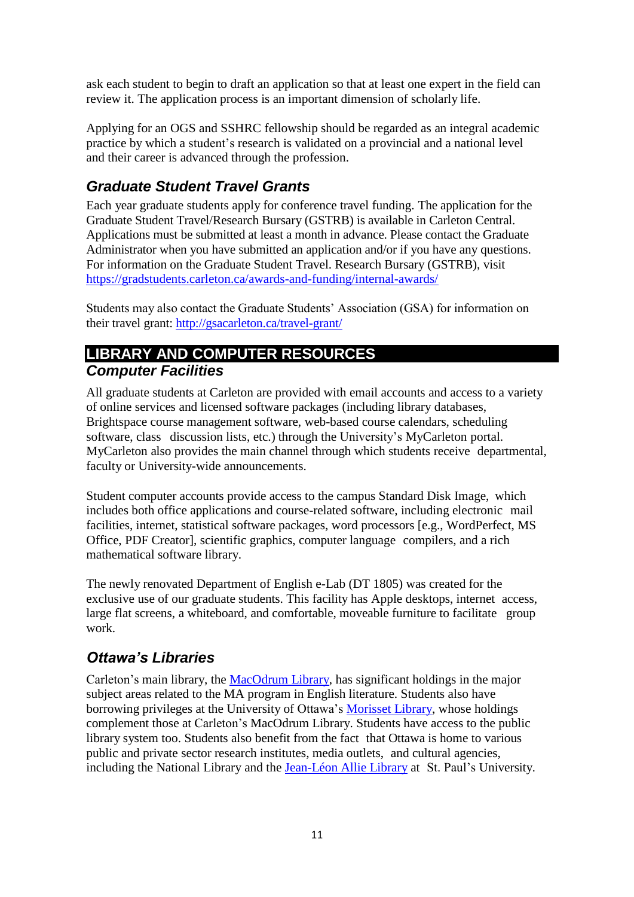ask each student to begin to draft an application so that at least one expert in the field can review it. The application process is an important dimension of scholarly life.

Applying for an OGS and SSHRC fellowship should be regarded as an integral academic practice by which a student's research is validated on a provincial and a national level and their career is advanced through the profession.

### *Graduate Student Travel Grants*

Each year graduate students apply for conference travel funding. The application for the Graduate Student Travel/Research Bursary (GSTRB) is available in Carleton Central. Applications must be submitted at least a month in advance. Please contact the Graduate Administrator when you have submitted an application and/or if you have any questions. For information on the Graduate Student Travel. Research Bursary (GSTRB), visit [https://gradstudents.carleton.ca/awards-and-funding/internal-awards/](https://gradstudents.carleton.ca/awards-and-funding/internal-awards/)

Students may also contact the Graduate Students' Association (GSA) for information on their travel grant: [http://gsacarleton.ca/travel-grant/](http://gsacarleton.ca/travel-grant/)

## LIBRARY AND COMPUTER RESOURCES

### *Computer Facilities*

All graduate students at Carleton are provided with email accounts and access to a variety of online services and licensed software packages (including library databases, Brightspace course management software, web-based course calendars, scheduling software, class discussion lists, etc.) through the University's MyCarleton portal. MyCarleton also provides the main channel through which students receive departmental, faculty or University-wide announcements.

Student computer accounts provide access to the campus Standard Disk Image, which includes both office applications and course-related software, including electronic mail facilities, internet, statistical software packages, word processors [e.g., WordPerfect, MS Office, PDF Creator], scientific graphics, computer language compilers, and a rich mathematical software library.

The newly renovated Department of English e-Lab (DT 1805) was created for the exclusive use of our graduate students. This facility has Apple desktops, internet access, large flat screens, a whiteboard, and comfortable, moveable furniture to facilitate group work.

### *Ottawa's Libraries*

Carleton's main library, the MacOdrum Library, has significant holdings in the major subject areas related to the MA program in English literature. Students also have borrowing privileges at the University of Ottawa's Morisset Library, whose holdings complement those at Carleton's MacOdrum Library. Students have access to the public library system too. Students also benefit from the fact that Ottawa is home to various public and private sector research institutes, media outlets, and cultural agencies, including the National Library and the Jean-Léon Allie Library at St. Paul's University.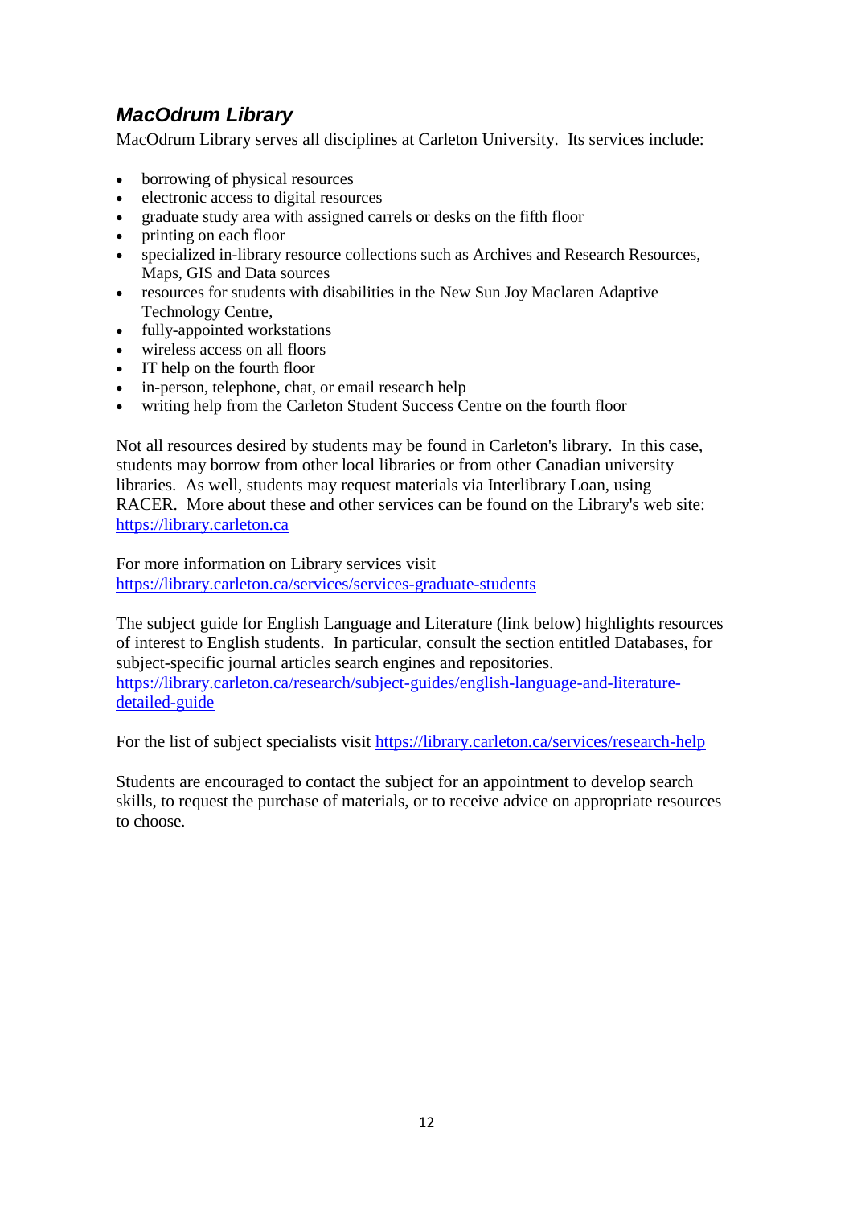### *MacOdrum Library*

MacOdrum Library serves all disciplines at Carleton University. Its services include:

- borrowing of physical resources
- electronic access to digital resources
- graduate study area with assigned carrels or desks on the fifth floor
- printing on each floor
- specialized in-library resource collections such as Archives and Research Resources, Maps, GIS and Data sources
- resources for students with disabilities in the New Sun Joy Maclaren Adaptive Technology Centre,
- fully-appointed workstations
- wireless access on all floors
- IT help on the fourth floor
- in-person, telephone, chat, or email research help
- writing help from the Carleton Student Success Centre on the fourth floor

Not all resources desired by students may be found in Carleton's library. In this case, students may borrow from other local libraries or from other Canadian university libraries. As well, students may request materials via Interlibrary Loan, using RACER. More about these and other services can be found on the Library's web site: https://library.carleton.ca

For more information on Library services visit https://library.carleton.ca/services/services-graduate-students

The subject guide for English Language and Literature (link below) highlights resources of interest to English students. In particular, consult the section entitled Databases, for subject-specific journal articles search engines and repositories. https://library.carleton.ca/research/subject-guides/english-language-and-literature-detailed-guide

For the list of subject specialists visit https://library.carleton.ca/services/research-help

Students are encouraged to contact the subject for an appointment to develop search skills, to request the purchase of materials, or to receive advice on appropriate resources to choose.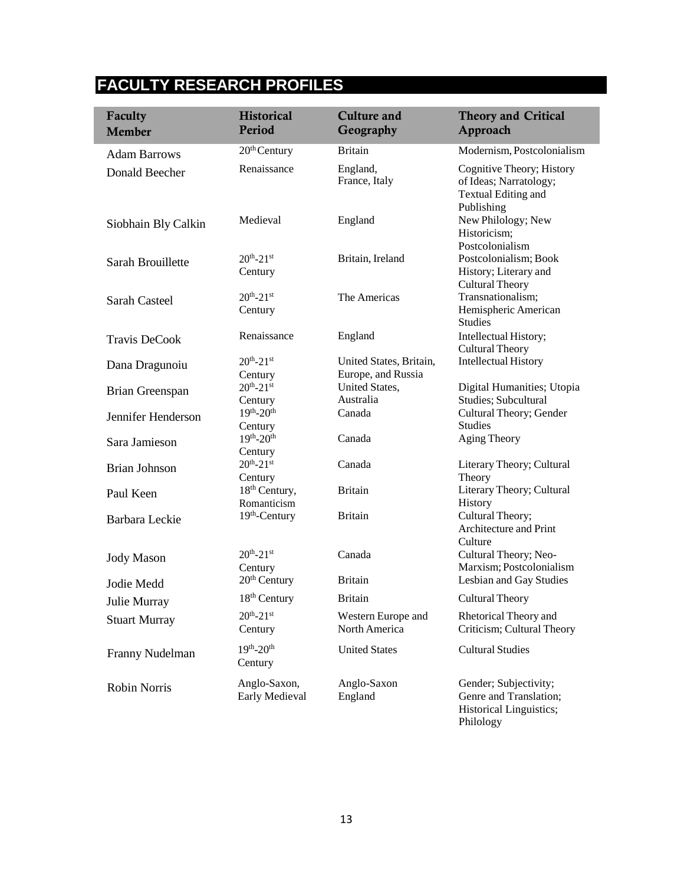## FACULTY RESEARCH PROFILES

| Faculty Member | Historical Period | Culture and Geography | Theory and Critical Approach |
|---|---|---|---|
| Adam Barrows | 20th Century | Britain | Modernism, Postcolonialism |
| Donald Beecher | Renaissance | England, France, Italy | Cognitive Theory; History of Ideas; Narratology; Textual Editing and Publishing |
| Siobhain Bly Calkin | Medieval | England | New Philology; New Historicism; Postcolonialism |
| Sarah Brouillette | 20th-21st Century | Britain, Ireland | Postcolonialism; Book History; Literary and Cultural Theory |
| Sarah Casteel | 20th-21st Century | The Americas | Transnationalism; Hemispheric American Studies |
| Travis DeCook | Renaissance | England | Intellectual History; Cultural Theory |
| Dana Dragunoiu | 20th-21st Century | United States, Britain, Europe, and Russia | Intellectual History |
| Brian Greenspan | 20th-21st Century | United States, Australia | Digital Humanities; Utopia Studies; Subcultural |
| Jennifer Henderson | 19th-20th Century | Canada | Cultural Theory; Gender Studies |
| Sara Jamieson | 19th-20th Century | Canada | Aging Theory |
| Brian Johnson | 20th-21st Century | Canada | Literary Theory; Cultural Theory |
| Paul Keen | 18th Century, Romanticism | Britain | Literary Theory; Cultural History |
| Barbara Leckie | 19th-Century | Britain | Cultural Theory; Architecture and Print Culture |
| Jody Mason | 20th-21st Century | Canada | Cultural Theory; Neo-Marxism; Postcolonialism |
| Jodie Medd | 20th Century | Britain | Lesbian and Gay Studies |
| Julie Murray | 18th Century | Britain | Cultural Theory |
| Stuart Murray | 20th-21st Century | Western Europe and North America | Rhetorical Theory and Criticism; Cultural Theory |
| Franny Nudelman | 19th-20th Century | United States | Cultural Studies |
| Robin Norris | Anglo-Saxon, Early Medieval | Anglo-Saxon England | Gender; Subjectivity; Genre and Translation; Historical Linguistics; Philology |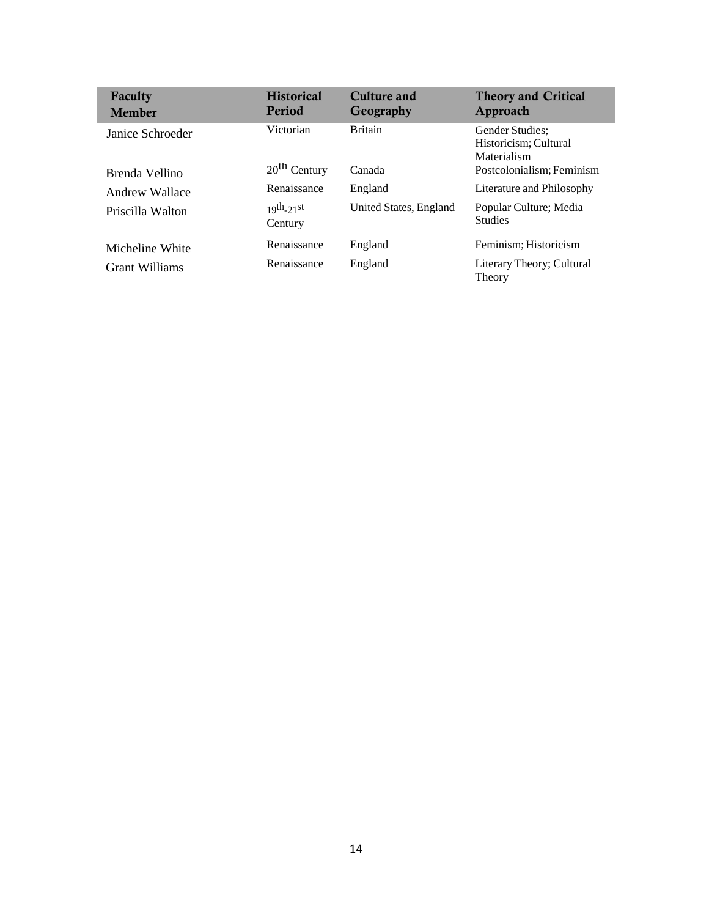| Faculty Member | Historical Period | Culture and Geography | Theory and Critical Approach |
|---|---|---|---|
| Janice Schroeder | Victorian | Britain | Gender Studies; Historicism; Cultural Materialism |
| Brenda Vellino | $20^{th}$ Century | Canada | Postcolonialism; Feminism |
| Andrew Wallace | Renaissance | England | Literature and Philosophy |
| Priscilla Walton | $19^{th}$-$21^{st}$ Century | United States, England | Popular Culture; Media Studies |
| Micheline White | Renaissance | England | Feminism; Historicism |
| Grant Williams | Renaissance | England | Literary Theory; Cultural Theory |